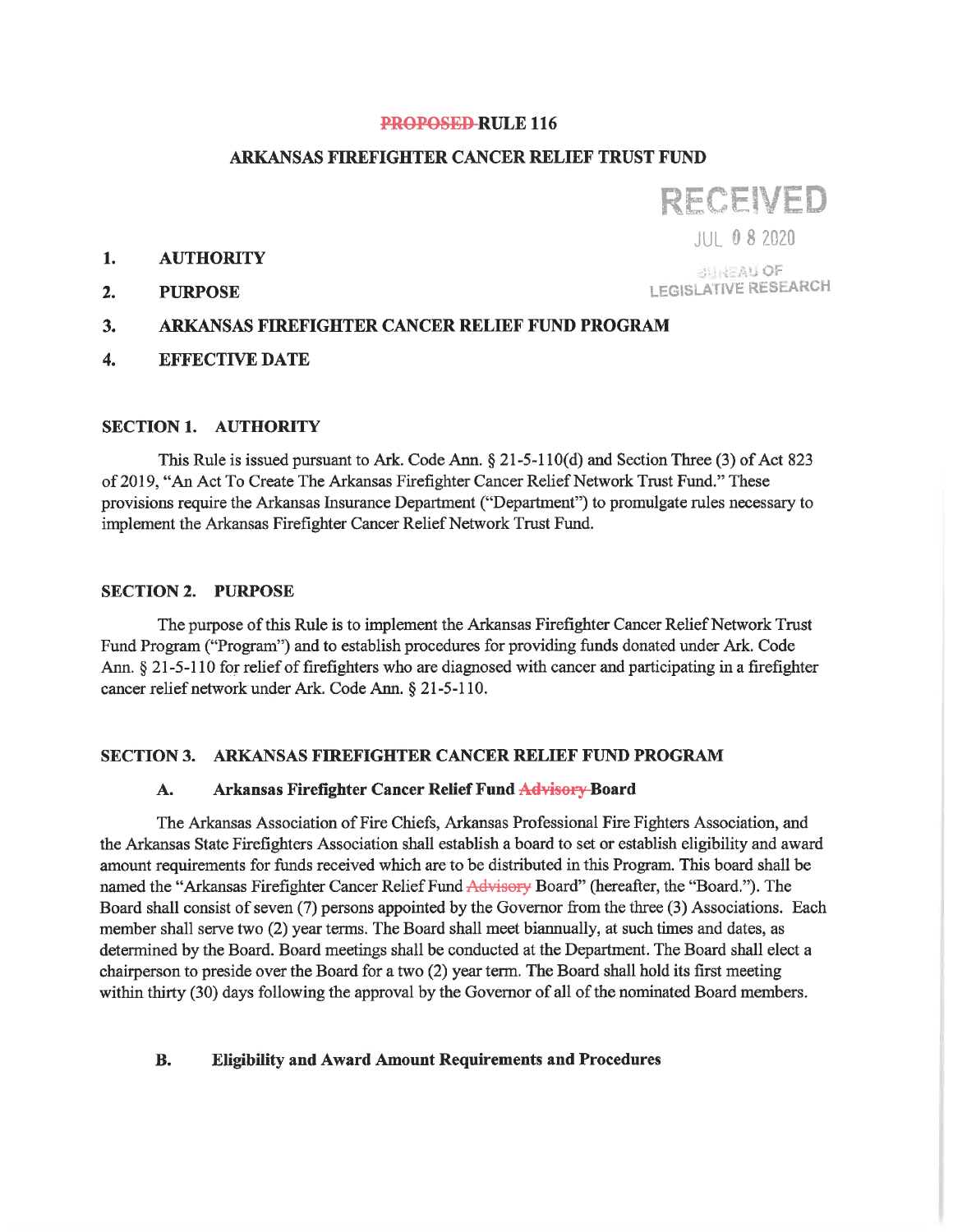# ~~PROPOSED~~ RULE 116

## ARKANSAS FIREFIGHTER CANCER RELIEF TRUST FUND

RECEIVED
JUL 08 2020
BUREAU OF LEGISLATIVE RESEARCH

1. **AUTHORITY**
2. **PURPOSE**
3. **ARKANSAS FIREFIGHTER CANCER RELIEF FUND PROGRAM**
4. **EFFECTIVE DATE**

### SECTION 1. AUTHORITY

This Rule is issued pursuant to Ark. Code Ann. § 21-5-110(d) and Section Three (3) of Act 823 of 2019, "An Act To Create The Arkansas Firefighter Cancer Relief Network Trust Fund." These provisions require the Arkansas Insurance Department ("Department") to promulgate rules necessary to implement the Arkansas Firefighter Cancer Relief Network Trust Fund.

### SECTION 2. PURPOSE

The purpose of this Rule is to implement the Arkansas Firefighter Cancer Relief Network Trust Fund Program ("Program") and to establish procedures for providing funds donated under Ark. Code Ann. § 21-5-110 for relief of firefighters who are diagnosed with cancer and participating in a firefighter cancer relief network under Ark. Code Ann. § 21-5-110.

### SECTION 3. ARKANSAS FIREFIGHTER CANCER RELIEF FUND PROGRAM

#### A. Arkansas Firefighter Cancer Relief Fund ~~Advisory~~ Board

The Arkansas Association of Fire Chiefs, Arkansas Professional Fire Fighters Association, and the Arkansas State Firefighters Association shall establish a board to set or establish eligibility and award amount requirements for funds received which are to be distributed in this Program. This board shall be named the "Arkansas Firefighter Cancer Relief Fund ~~Advisory~~ Board" (hereafter, the "Board."). The Board shall consist of seven (7) persons appointed by the Governor from the three (3) Associations. Each member shall serve two (2) year terms. The Board shall meet biannually, at such times and dates, as determined by the Board. Board meetings shall be conducted at the Department. The Board shall elect a chairperson to preside over the Board for a two (2) year term. The Board shall hold its first meeting within thirty (30) days following the approval by the Governor of all of the nominated Board members.

#### B. Eligibility and Award Amount Requirements and Procedures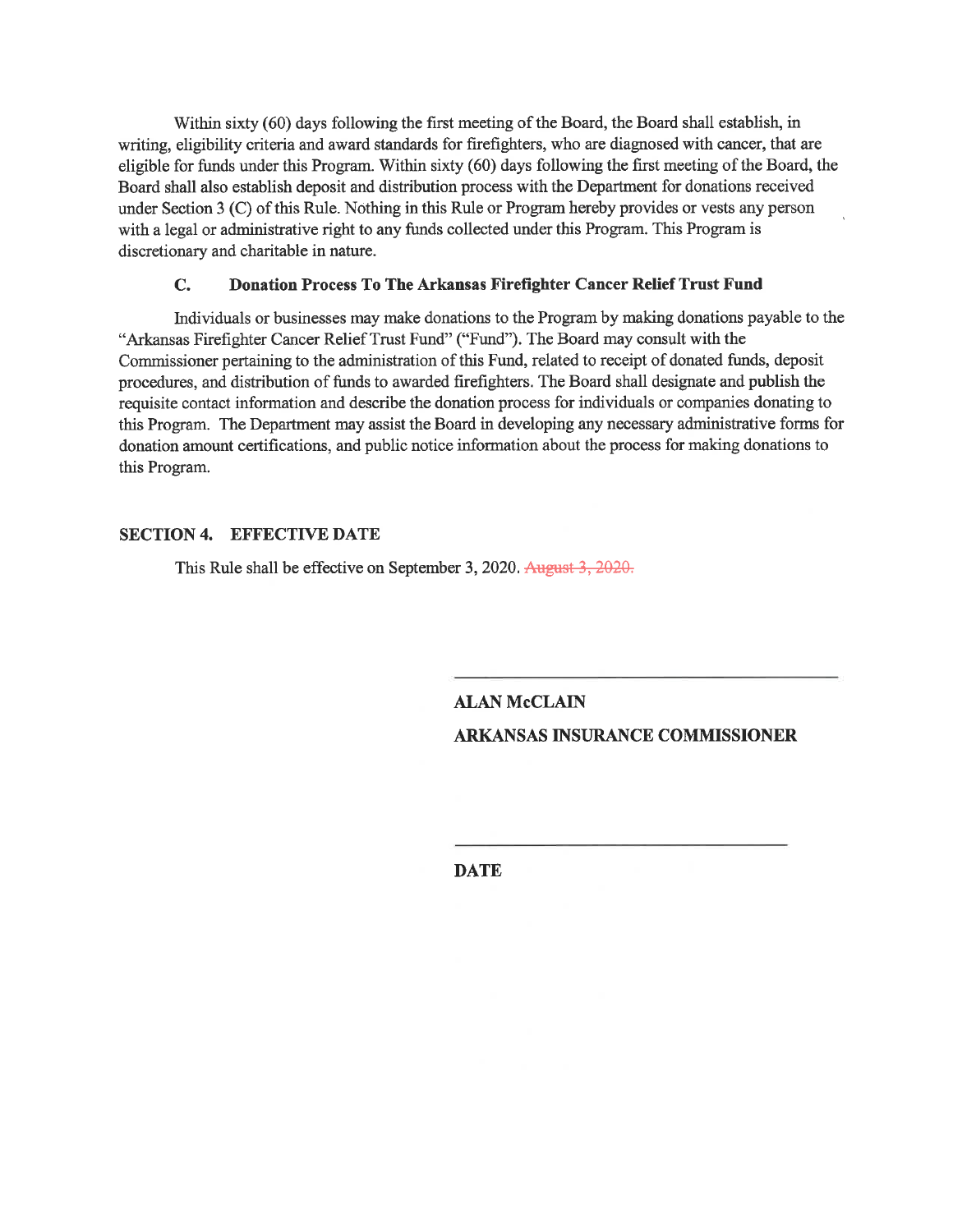Within sixty (60) days following the first meeting of the Board, the Board shall establish, in writing, eligibility criteria and award standards for firefighters, who are diagnosed with cancer, that are eligible for funds under this Program. Within sixty (60) days following the first meeting of the Board, the Board shall also establish deposit and distribution process with the Department for donations received under Section 3 (C) of this Rule. Nothing in this Rule or Program hereby provides or vests any person with a legal or administrative right to any funds collected under this Program. This Program is discretionary and charitable in nature.

### C. Donation Process To The Arkansas Firefighter Cancer Relief Trust Fund

Individuals or businesses may make donations to the Program by making donations payable to the "Arkansas Firefighter Cancer Relief Trust Fund" ("Fund"). The Board may consult with the Commissioner pertaining to the administration of this Fund, related to receipt of donated funds, deposit procedures, and distribution of funds to awarded firefighters. The Board shall designate and publish the requisite contact information and describe the donation process for individuals or companies donating to this Program. The Department may assist the Board in developing any necessary administrative forms for donation amount certifications, and public notice information about the process for making donations to this Program.

## SECTION 4. EFFECTIVE DATE

This Rule shall be effective on September 3, 2020. ~~August 3, 2020.~~

\_\_\_\_\_\_\_\_\_\_\_\_\_\_\_\_\_\_\_\_\_\_\_\_\_\_\_\_\_\_\_\_

**ALAN McCLAIN**

**ARKANSAS INSURANCE COMMISSIONER**

\_\_\_\_\_\_\_\_\_\_\_\_\_\_\_\_\_\_\_\_\_\_\_\_\_\_\_\_\_\_\_\_

**DATE**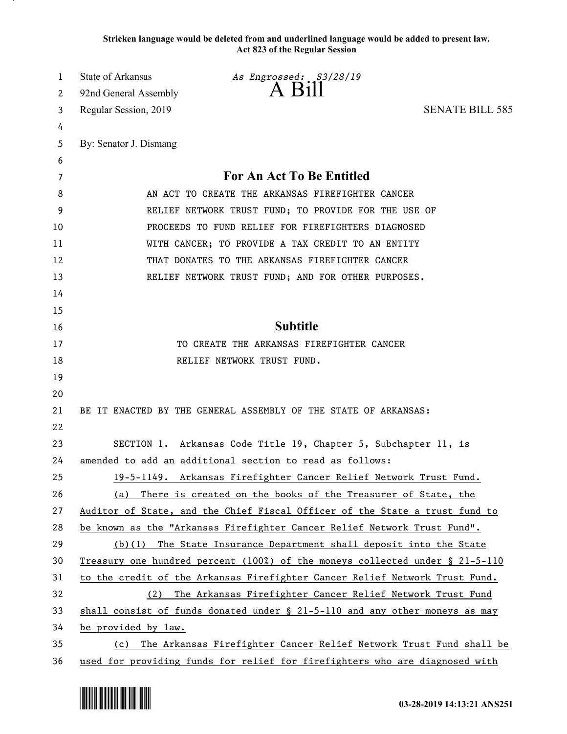Stricken language would be deleted from and underlined language would be added to present law.
Act 823 of the Regular Session

State of Arkansas *As Engrossed: S3/28/19*
92nd General Assembly
# A Bill
Regular Session, 2019 SENATE BILL 585

By: Senator J. Dismang

## For An Act To Be Entitled

AN ACT TO CREATE THE ARKANSAS FIREFIGHTER CANCER RELIEF NETWORK TRUST FUND; TO PROVIDE FOR THE USE OF PROCEEDS TO FUND RELIEF FOR FIREFIGHTERS DIAGNOSED WITH CANCER; TO PROVIDE A TAX CREDIT TO AN ENTITY THAT DONATES TO THE ARKANSAS FIREFIGHTER CANCER RELIEF NETWORK TRUST FUND; AND FOR OTHER PURPOSES.

## Subtitle

TO CREATE THE ARKANSAS FIREFIGHTER CANCER RELIEF NETWORK TRUST FUND.

BE IT ENACTED BY THE GENERAL ASSEMBLY OF THE STATE OF ARKANSAS:

SECTION 1. Arkansas Code Title 19, Chapter 5, Subchapter 11, is amended to add an additional section to read as follows:

19-5-1149. Arkansas Firefighter Cancer Relief Network Trust Fund.

(a) There is created on the books of the Treasurer of State, the Auditor of State, and the Chief Fiscal Officer of the State a trust fund to be known as the "Arkansas Firefighter Cancer Relief Network Trust Fund".

(b)(1) The State Insurance Department shall deposit into the State Treasury one hundred percent (100%) of the moneys collected under § 21-5-110 to the credit of the Arkansas Firefighter Cancer Relief Network Trust Fund.

(2) The Arkansas Firefighter Cancer Relief Network Trust Fund shall consist of funds donated under § 21-5-110 and any other moneys as may be provided by law.

(c) The Arkansas Firefighter Cancer Relief Network Trust Fund shall be used for providing funds for relief for firefighters who are diagnosed with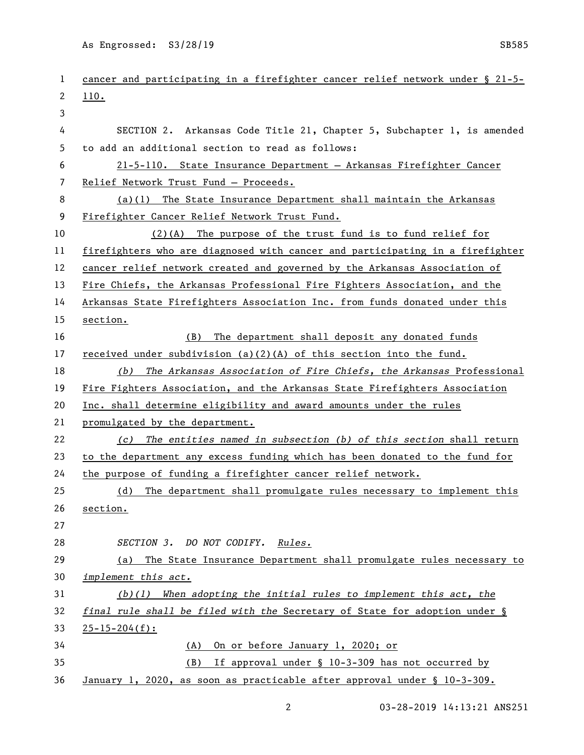cancer and participating in a firefighter cancer relief network under § 21-5-110.

SECTION 2. Arkansas Code Title 21, Chapter 5, Subchapter 1, is amended to add an additional section to read as follows:

21-5-110. State Insurance Department — Arkansas Firefighter Cancer Relief Network Trust Fund — Proceeds.

(a)(1) The State Insurance Department shall maintain the Arkansas Firefighter Cancer Relief Network Trust Fund.

(2)(A) The purpose of the trust fund is to fund relief for firefighters who are diagnosed with cancer and participating in a firefighter cancer relief network created and governed by the Arkansas Association of Fire Chiefs, the Arkansas Professional Fire Fighters Association, and the Arkansas State Firefighters Association Inc. from funds donated under this section.

(B) The department shall deposit any donated funds received under subdivision (a)(2)(A) of this section into the fund.

*(b) The Arkansas Association of Fire Chiefs, the Arkansas* Professional Fire Fighters Association, and the Arkansas State Firefighters Association Inc. shall determine eligibility and award amounts under the rules promulgated by the department.

*(c) The entities named in subsection (b) of this section* shall return to the department any excess funding which has been donated to the fund for the purpose of funding a firefighter cancer relief network.

(d) The department shall promulgate rules necessary to implement this section.

*SECTION 3. DO NOT CODIFY. Rules.*

(a) The State Insurance Department shall promulgate rules necessary to *implement this act.*

*(b)(1) When adopting the initial rules to implement this act, the final rule shall be filed with the* Secretary of State for adoption under § 25-15-204(f):

(A) On or before January 1, 2020; or

(B) If approval under § 10-3-309 has not occurred by January 1, 2020, as soon as practicable after approval under § 10-3-309.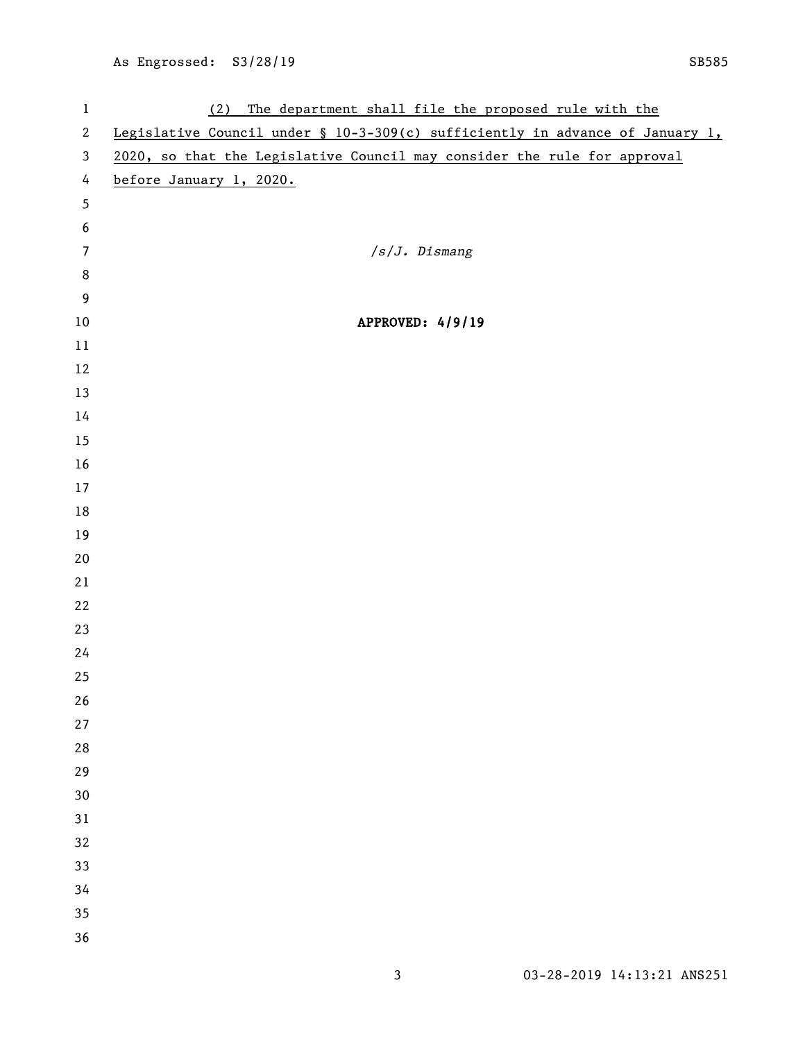(2) The department shall file the proposed rule with the Legislative Council under § 10-3-309(c) sufficiently in advance of January 1, 2020, so that the Legislative Council may consider the rule for approval before January 1, 2020.

*/s/J. Dismang*

**APPROVED: 4/9/19**